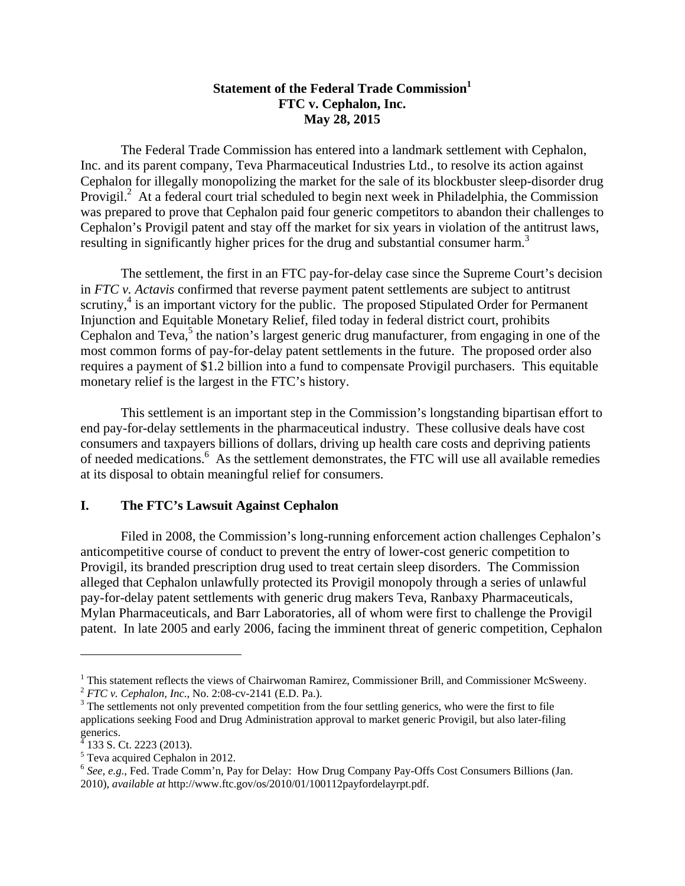**Statement of the Federal Trade Commission[1]**
**FTC v. Cephalon, Inc.**
**May 28, 2015**

The Federal Trade Commission has entered into a landmark settlement with Cephalon, Inc. and its parent company, Teva Pharmaceutical Industries Ltd., to resolve its action against Cephalon for illegally monopolizing the market for the sale of its blockbuster sleep-disorder drug Provigil.[2] At a federal court trial scheduled to begin next week in Philadelphia, the Commission was prepared to prove that Cephalon paid four generic competitors to abandon their challenges to Cephalon's Provigil patent and stay off the market for six years in violation of the antitrust laws, resulting in significantly higher prices for the drug and substantial consumer harm.[3]

The settlement, the first in an FTC pay-for-delay case since the Supreme Court's decision in *FTC v. Actavis* confirmed that reverse payment patent settlements are subject to antitrust scrutiny,[4] is an important victory for the public. The proposed Stipulated Order for Permanent Injunction and Equitable Monetary Relief, filed today in federal district court, prohibits Cephalon and Teva,[5] the nation's largest generic drug manufacturer, from engaging in one of the most common forms of pay-for-delay patent settlements in the future. The proposed order also requires a payment of $1.2 billion into a fund to compensate Provigil purchasers. This equitable monetary relief is the largest in the FTC's history.

This settlement is an important step in the Commission's longstanding bipartisan effort to end pay-for-delay settlements in the pharmaceutical industry. These collusive deals have cost consumers and taxpayers billions of dollars, driving up health care costs and depriving patients of needed medications.[6] As the settlement demonstrates, the FTC will use all available remedies at its disposal to obtain meaningful relief for consumers.

## I. The FTC's Lawsuit Against Cephalon

Filed in 2008, the Commission's long-running enforcement action challenges Cephalon's anticompetitive course of conduct to prevent the entry of lower-cost generic competition to Provigil, its branded prescription drug used to treat certain sleep disorders. The Commission alleged that Cephalon unlawfully protected its Provigil monopoly through a series of unlawful pay-for-delay patent settlements with generic drug makers Teva, Ranbaxy Pharmaceuticals, Mylan Pharmaceuticals, and Barr Laboratories, all of whom were first to challenge the Provigil patent. In late 2005 and early 2006, facing the imminent threat of generic competition, Cephalon

---

[1] This statement reflects the views of Chairwoman Ramirez, Commissioner Brill, and Commissioner McSweeny.

[2] *FTC v. Cephalon, Inc.*, No. 2:08-cv-2141 (E.D. Pa.).

[3] The settlements not only prevented competition from the four settling generics, who were the first to file applications seeking Food and Drug Administration approval to market generic Provigil, but also later-filing generics.

[4] 133 S. Ct. 2223 (2013).

[5] Teva acquired Cephalon in 2012.

[6] *See, e.g.*, Fed. Trade Comm'n, Pay for Delay: How Drug Company Pay-Offs Cost Consumers Billions (Jan. 2010), *available at* http://www.ftc.gov/os/2010/01/100112payfordelayrpt.pdf.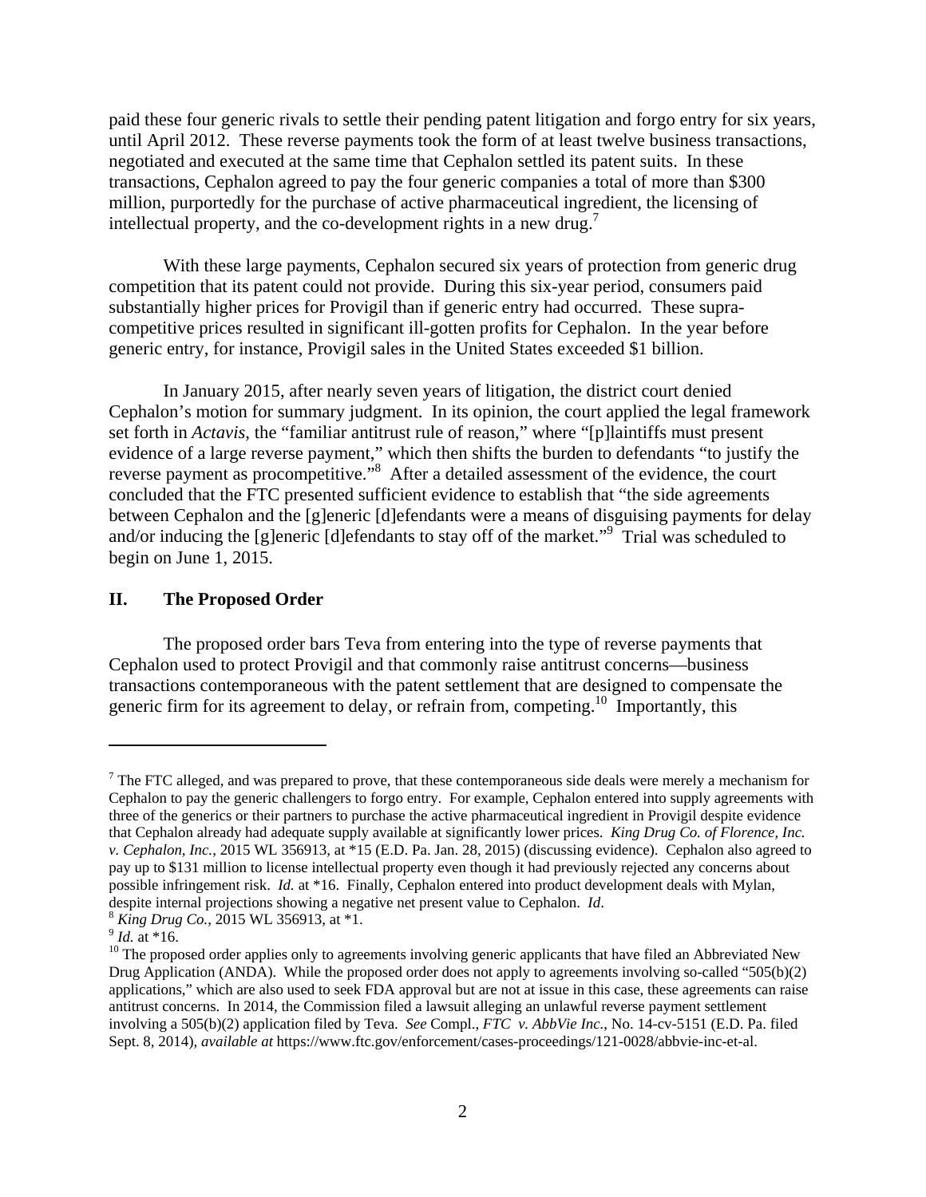paid these four generic rivals to settle their pending patent litigation and forgo entry for six years, until April 2012. These reverse payments took the form of at least twelve business transactions, negotiated and executed at the same time that Cephalon settled its patent suits. In these transactions, Cephalon agreed to pay the four generic companies a total of more than $300 million, purportedly for the purchase of active pharmaceutical ingredient, the licensing of intellectual property, and the co-development rights in a new drug.[7]

With these large payments, Cephalon secured six years of protection from generic drug competition that its patent could not provide. During this six-year period, consumers paid substantially higher prices for Provigil than if generic entry had occurred. These supra-competitive prices resulted in significant ill-gotten profits for Cephalon. In the year before generic entry, for instance, Provigil sales in the United States exceeded $1 billion.

In January 2015, after nearly seven years of litigation, the district court denied Cephalon's motion for summary judgment. In its opinion, the court applied the legal framework set forth in *Actavis*, the "familiar antitrust rule of reason," where "[p]laintiffs must present evidence of a large reverse payment," which then shifts the burden to defendants "to justify the reverse payment as procompetitive."[8] After a detailed assessment of the evidence, the court concluded that the FTC presented sufficient evidence to establish that "the side agreements between Cephalon and the [g]eneric [d]efendants were a means of disguising payments for delay and/or inducing the [g]eneric [d]efendants to stay off of the market."[9] Trial was scheduled to begin on June 1, 2015.

## II. The Proposed Order

The proposed order bars Teva from entering into the type of reverse payments that Cephalon used to protect Provigil and that commonly raise antitrust concerns—business transactions contemporaneous with the patent settlement that are designed to compensate the generic firm for its agreement to delay, or refrain from, competing.[10] Importantly, this

---

[7] The FTC alleged, and was prepared to prove, that these contemporaneous side deals were merely a mechanism for Cephalon to pay the generic challengers to forgo entry. For example, Cephalon entered into supply agreements with three of the generics or their partners to purchase the active pharmaceutical ingredient in Provigil despite evidence that Cephalon already had adequate supply available at significantly lower prices. *King Drug Co. of Florence, Inc. v. Cephalon, Inc.*, 2015 WL 356913, at *15 (E.D. Pa. Jan. 28, 2015) (discussing evidence). Cephalon also agreed to pay up to $131 million to license intellectual property even though it had previously rejected any concerns about possible infringement risk. *Id.* at *16. Finally, Cephalon entered into product development deals with Mylan, despite internal projections showing a negative net present value to Cephalon. *Id*.

[8] *King Drug Co.*, 2015 WL 356913, at *1.

[9] *Id.* at *16.

[10] The proposed order applies only to agreements involving generic applicants that have filed an Abbreviated New Drug Application (ANDA). While the proposed order does not apply to agreements involving so-called "505(b)(2) applications," which are also used to seek FDA approval but are not at issue in this case, these agreements can raise antitrust concerns. In 2014, the Commission filed a lawsuit alleging an unlawful reverse payment settlement involving a 505(b)(2) application filed by Teva. *See* Compl., *FTC v. AbbVie Inc.*, No. 14-cv-5151 (E.D. Pa. filed Sept. 8, 2014), *available at* https://www.ftc.gov/enforcement/cases-proceedings/121-0028/abbvie-inc-et-al.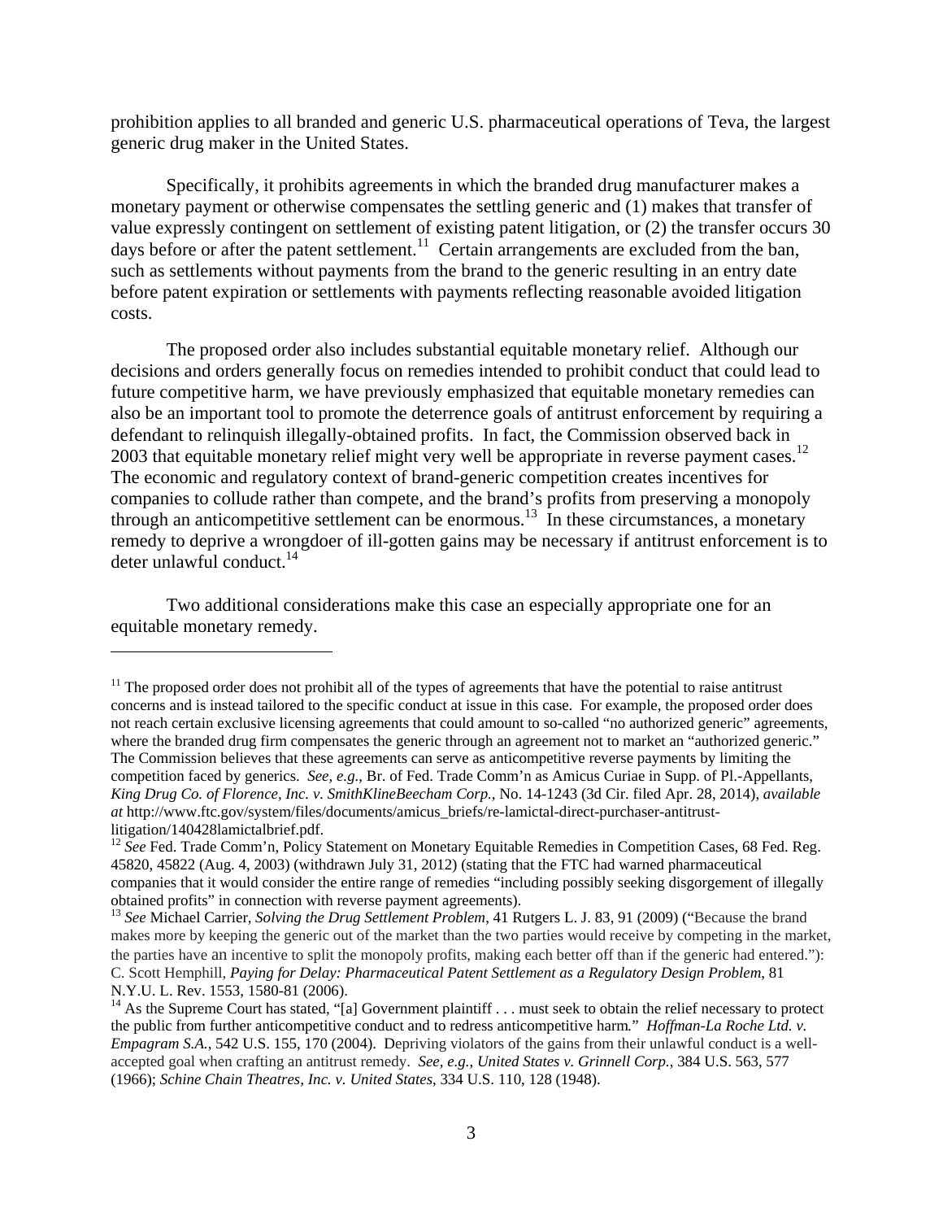prohibition applies to all branded and generic U.S. pharmaceutical operations of Teva, the largest generic drug maker in the United States.

Specifically, it prohibits agreements in which the branded drug manufacturer makes a monetary payment or otherwise compensates the settling generic and (1) makes that transfer of value expressly contingent on settlement of existing patent litigation, or (2) the transfer occurs 30 days before or after the patent settlement.[11] Certain arrangements are excluded from the ban, such as settlements without payments from the brand to the generic resulting in an entry date before patent expiration or settlements with payments reflecting reasonable avoided litigation costs.

The proposed order also includes substantial equitable monetary relief. Although our decisions and orders generally focus on remedies intended to prohibit conduct that could lead to future competitive harm, we have previously emphasized that equitable monetary remedies can also be an important tool to promote the deterrence goals of antitrust enforcement by requiring a defendant to relinquish illegally-obtained profits. In fact, the Commission observed back in 2003 that equitable monetary relief might very well be appropriate in reverse payment cases.[12] The economic and regulatory context of brand-generic competition creates incentives for companies to collude rather than compete, and the brand's profits from preserving a monopoly through an anticompetitive settlement can be enormous.[13] In these circumstances, a monetary remedy to deprive a wrongdoer of ill-gotten gains may be necessary if antitrust enforcement is to deter unlawful conduct.[14]

Two additional considerations make this case an especially appropriate one for an equitable monetary remedy.

---

[11] The proposed order does not prohibit all of the types of agreements that have the potential to raise antitrust concerns and is instead tailored to the specific conduct at issue in this case. For example, the proposed order does not reach certain exclusive licensing agreements that could amount to so-called "no authorized generic" agreements, where the branded drug firm compensates the generic through an agreement not to market an "authorized generic." The Commission believes that these agreements can serve as anticompetitive reverse payments by limiting the competition faced by generics. *See, e.g.*, Br. of Fed. Trade Comm'n as Amicus Curiae in Supp. of Pl.-Appellants, *King Drug Co. of Florence, Inc. v. SmithKlineBeecham Corp.*, No. 14-1243 (3d Cir. filed Apr. 28, 2014), *available at* http://www.ftc.gov/system/files/documents/amicus_briefs/re-lamictal-direct-purchaser-antitrust-litigation/140428lamictalbrief.pdf.

[12] *See* Fed. Trade Comm'n, Policy Statement on Monetary Equitable Remedies in Competition Cases, 68 Fed. Reg. 45820, 45822 (Aug. 4, 2003) (withdrawn July 31, 2012) (stating that the FTC had warned pharmaceutical companies that it would consider the entire range of remedies "including possibly seeking disgorgement of illegally obtained profits" in connection with reverse payment agreements).

[13] *See* Michael Carrier, *Solving the Drug Settlement Problem*, 41 Rutgers L. J. 83, 91 (2009) ("Because the brand makes more by keeping the generic out of the market than the two parties would receive by competing in the market, the parties have an incentive to split the monopoly profits, making each better off than if the generic had entered."): C. Scott Hemphill, *Paying for Delay: Pharmaceutical Patent Settlement as a Regulatory Design Problem*, 81 N.Y.U. L. Rev. 1553, 1580-81 (2006).

[14] As the Supreme Court has stated, "[a] Government plaintiff . . . must seek to obtain the relief necessary to protect the public from further anticompetitive conduct and to redress anticompetitive harm." *Hoffman-La Roche Ltd. v. Empagram S.A.*, 542 U.S. 155, 170 (2004). Depriving violators of the gains from their unlawful conduct is a well-accepted goal when crafting an antitrust remedy. *See, e.g.*, *United States v. Grinnell Corp.*, 384 U.S. 563, 577 (1966); *Schine Chain Theatres, Inc. v. United States*, 334 U.S. 110, 128 (1948).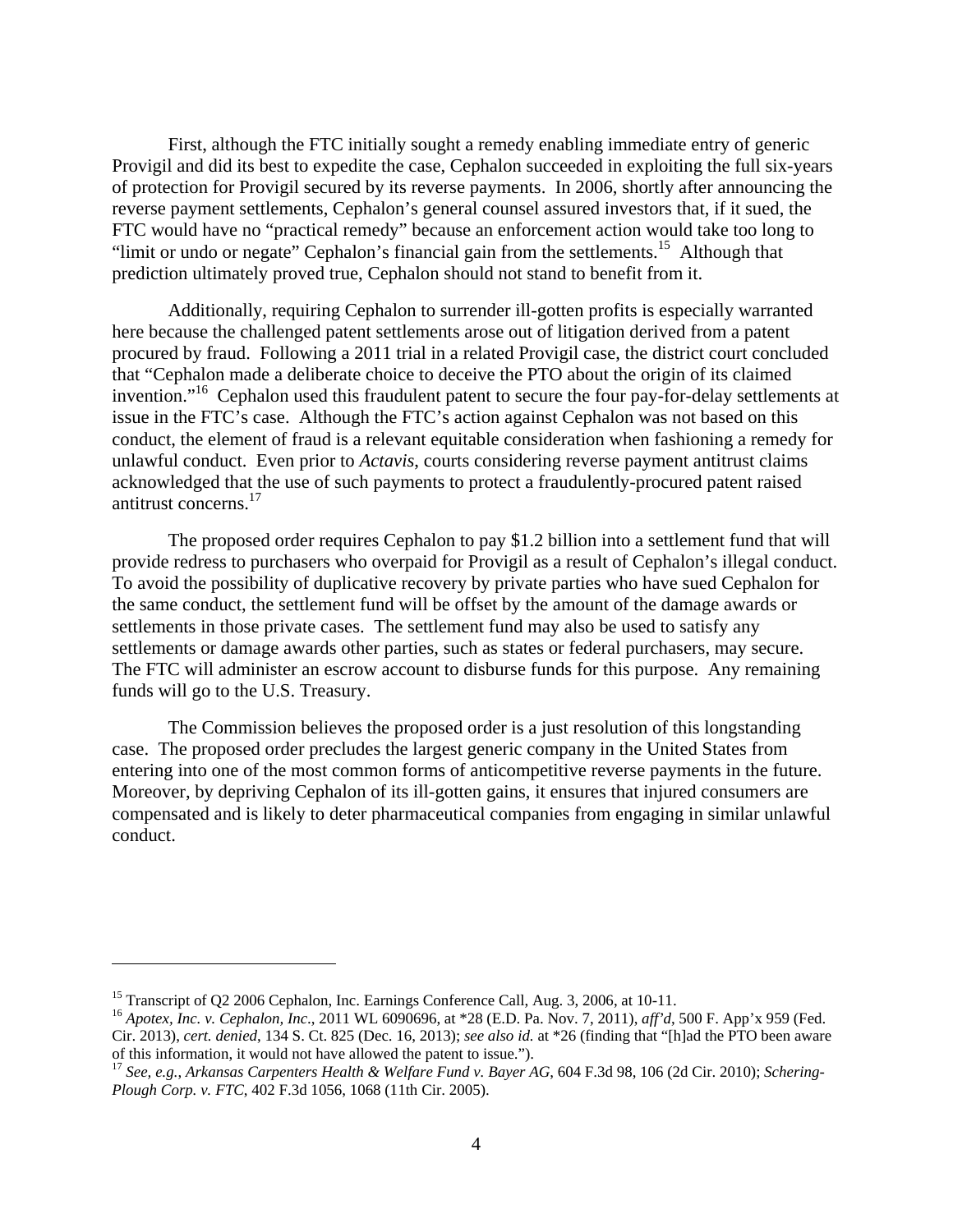First, although the FTC initially sought a remedy enabling immediate entry of generic Provigil and did its best to expedite the case, Cephalon succeeded in exploiting the full six-years of protection for Provigil secured by its reverse payments. In 2006, shortly after announcing the reverse payment settlements, Cephalon's general counsel assured investors that, if it sued, the FTC would have no "practical remedy" because an enforcement action would take too long to "limit or undo or negate" Cephalon's financial gain from the settlements.[15] Although that prediction ultimately proved true, Cephalon should not stand to benefit from it.

Additionally, requiring Cephalon to surrender ill-gotten profits is especially warranted here because the challenged patent settlements arose out of litigation derived from a patent procured by fraud. Following a 2011 trial in a related Provigil case, the district court concluded that "Cephalon made a deliberate choice to deceive the PTO about the origin of its claimed invention."[16] Cephalon used this fraudulent patent to secure the four pay-for-delay settlements at issue in the FTC's case. Although the FTC's action against Cephalon was not based on this conduct, the element of fraud is a relevant equitable consideration when fashioning a remedy for unlawful conduct. Even prior to *Actavis*, courts considering reverse payment antitrust claims acknowledged that the use of such payments to protect a fraudulently-procured patent raised antitrust concerns.[17]

The proposed order requires Cephalon to pay $1.2 billion into a settlement fund that will provide redress to purchasers who overpaid for Provigil as a result of Cephalon's illegal conduct. To avoid the possibility of duplicative recovery by private parties who have sued Cephalon for the same conduct, the settlement fund will be offset by the amount of the damage awards or settlements in those private cases. The settlement fund may also be used to satisfy any settlements or damage awards other parties, such as states or federal purchasers, may secure. The FTC will administer an escrow account to disburse funds for this purpose. Any remaining funds will go to the U.S. Treasury.

The Commission believes the proposed order is a just resolution of this longstanding case. The proposed order precludes the largest generic company in the United States from entering into one of the most common forms of anticompetitive reverse payments in the future. Moreover, by depriving Cephalon of its ill-gotten gains, it ensures that injured consumers are compensated and is likely to deter pharmaceutical companies from engaging in similar unlawful conduct.

---

[15] Transcript of Q2 2006 Cephalon, Inc. Earnings Conference Call, Aug. 3, 2006, at 10-11.

[16] *Apotex, Inc. v. Cephalon, Inc*., 2011 WL 6090696, at *28 (E.D. Pa. Nov. 7, 2011), *aff'd*, 500 F. App'x 959 (Fed. Cir. 2013), *cert. denied*, 134 S. Ct. 825 (Dec. 16, 2013); *see also id.* at *26 (finding that "[h]ad the PTO been aware of this information, it would not have allowed the patent to issue.").

[17] *See, e.g.*, *Arkansas Carpenters Health & Welfare Fund v. Bayer AG*, 604 F.3d 98, 106 (2d Cir. 2010); *Schering-Plough Corp. v. FTC*, 402 F.3d 1056, 1068 (11th Cir. 2005).